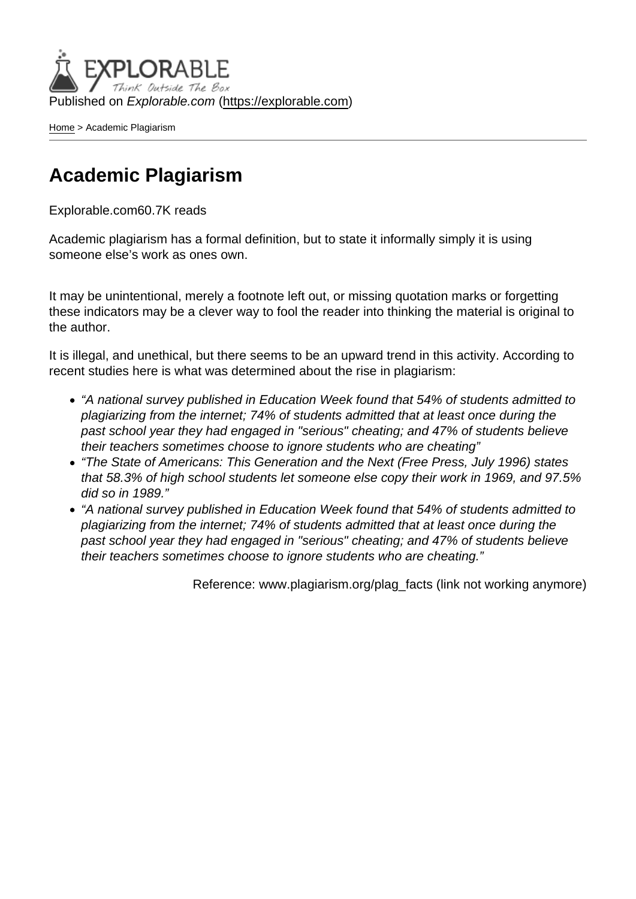Published on *Explorable.com* (https://explorable.com)

Home > Academic Plagiarism

# Academic Plagiarism

Explorable.com60.7K reads

Academic plagiarism has a formal definition, but to state it informally simply it is using someone else's work as ones own.

It may be unintentional, merely a footnote left out, or missing quotation marks or forgetting these indicators may be a clever way to fool the reader into thinking the material is original to the author.

It is illegal, and unethical, but there seems to be an upward trend in this activity. According to recent studies here is what was determined about the rise in plagiarism:

- *"A national survey published in Education Week found that 54% of students admitted to plagiarizing from the internet; 74% of students admitted that at least once during the past school year they had engaged in "serious" cheating; and 47% of students believe their teachers sometimes choose to ignore students who are cheating"*
- *"The State of Americans: This Generation and the Next (Free Press, July 1996) states that 58.3% of high school students let someone else copy their work in 1969, and 97.5% did so in 1989."*
- *"A national survey published in Education Week found that 54% of students admitted to plagiarizing from the internet; 74% of students admitted that at least once during the past school year they had engaged in "serious" cheating; and 47% of students believe their teachers sometimes choose to ignore students who are cheating."*

Reference: www.plagiarism.org/plag_facts (link not working anymore)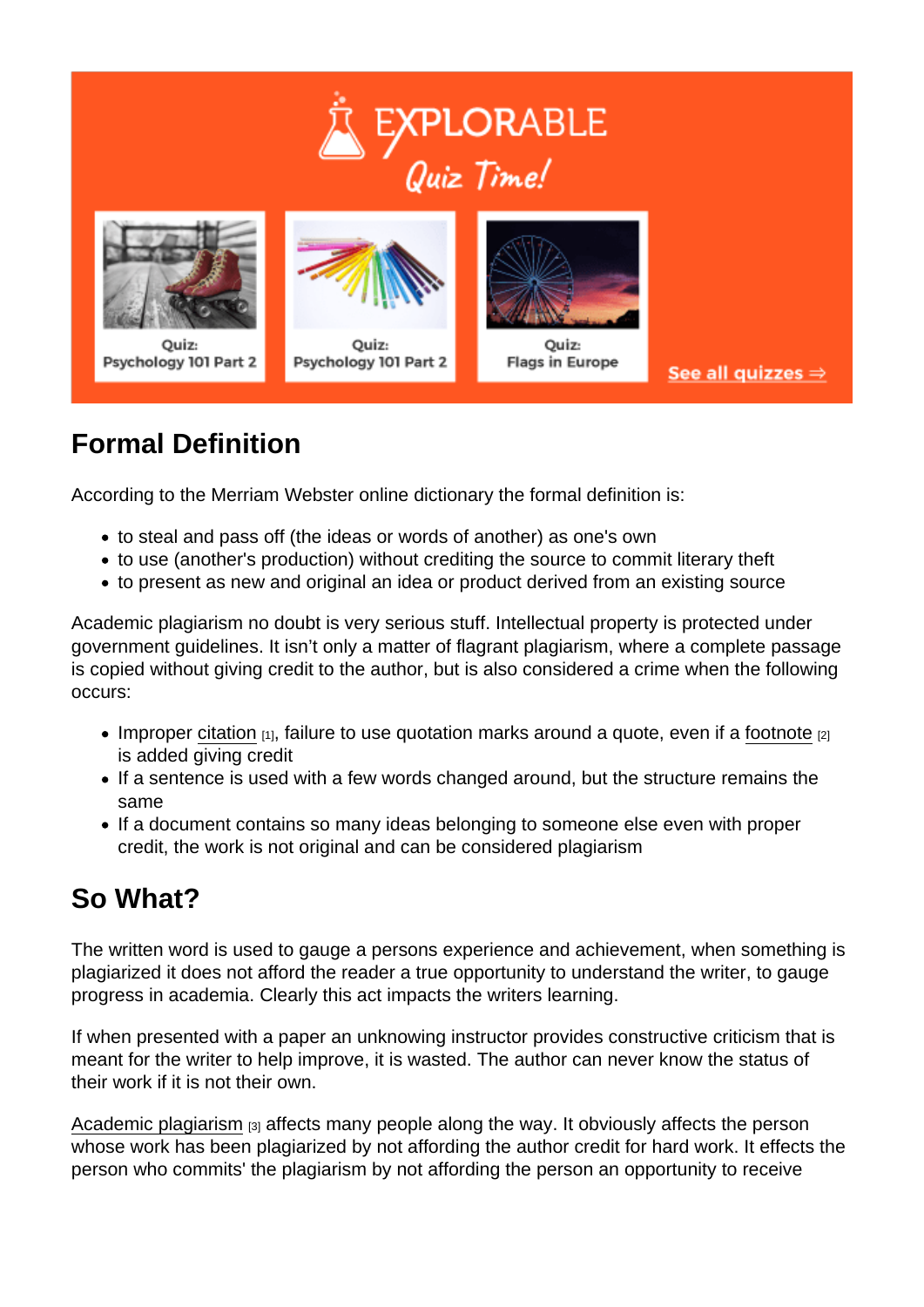## Formal Definition

According to the Merriam Webster online dictionary the formal definition is:

- to steal and pass off (the ideas or words of another) as one's own
- to use (another's production) without crediting the source to commit literary theft
- to present as new and original an idea or product derived from an existing source

Academic plagiarism no doubt is very serious stuff. Intellectual property is protected under government guidelines. It isn't only a matter of flagrant plagiarism, where a complete passage is copied without giving credit to the author, but is also considered a crime when the following occurs:

- Improper citation [1], failure to use quotation marks around a quote, even if a footnote [2] is added giving credit
- If a sentence is used with a few words changed around, but the structure remains the same
- If a document contains so many ideas belonging to someone else even with proper credit, the work is not original and can be considered plagiarism

## So What?

The written word is used to gauge a persons experience and achievement, when something is plagiarized it does not afford the reader a true opportunity to understand the writer, to gauge progress in academia. Clearly this act impacts the writers learning.

If when presented with a paper an unknowing instructor provides constructive criticism that is meant for the writer to help improve, it is wasted. The author can never know the status of their work if it is not their own.

Academic plagiarism [3] affects many people along the way. It obviously affects the person whose work has been plagiarized by not affording the author credit for hard work. It effects the person who commits' the plagiarism by not affording the person an opportunity to receive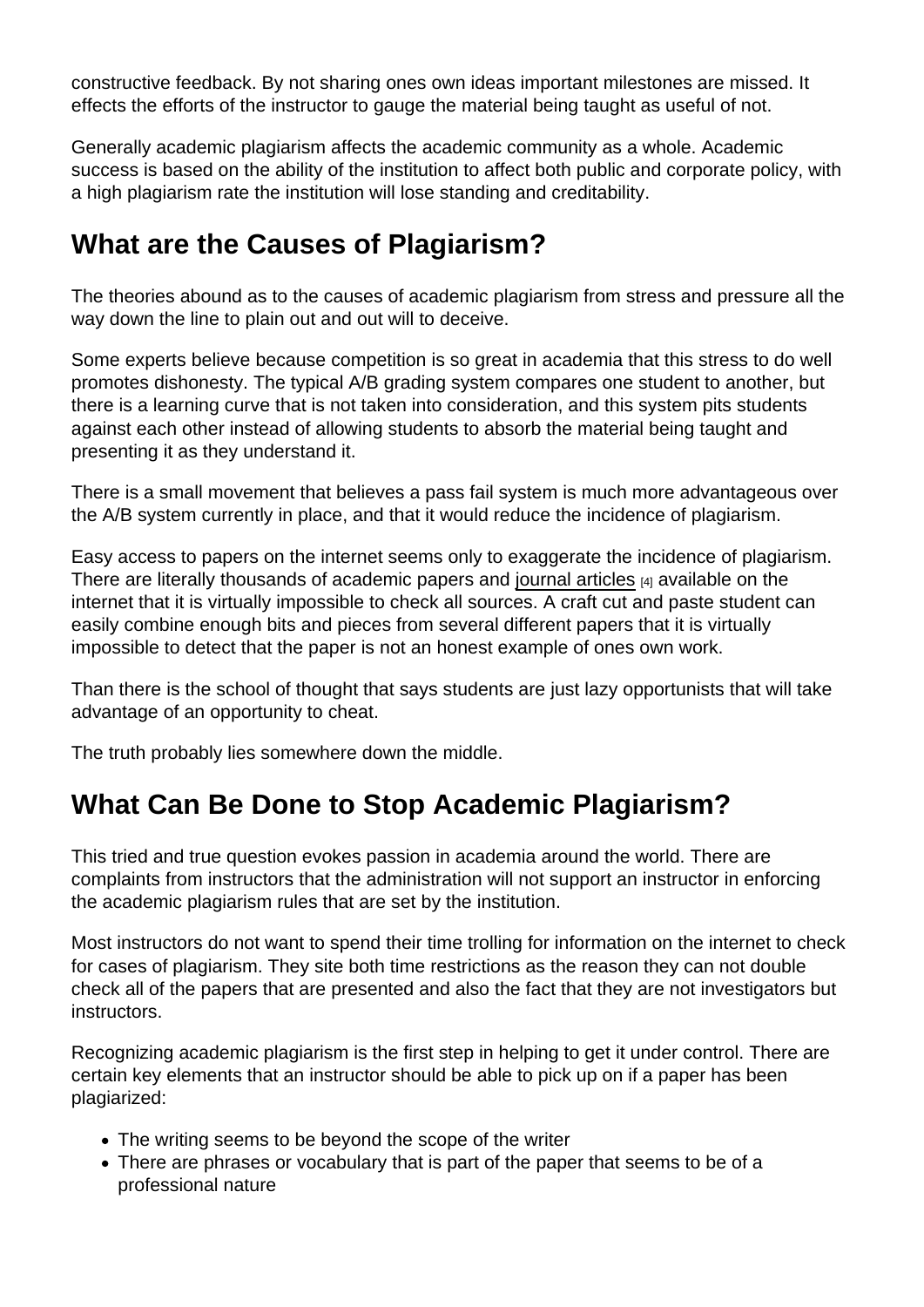constructive feedback. By not sharing ones own ideas important milestones are missed. It effects the efforts of the instructor to gauge the material being taught as useful of not.

Generally academic plagiarism affects the academic community as a whole. Academic success is based on the ability of the institution to affect both public and corporate policy, with a high plagiarism rate the institution will lose standing and creditability.

## What are the Causes of Plagiarism?

The theories abound as to the causes of academic plagiarism from stress and pressure all the way down the line to plain out and out will to deceive.

Some experts believe because competition is so great in academia that this stress to do well promotes dishonesty. The typical A/B grading system compares one student to another, but there is a learning curve that is not taken into consideration, and this system pits students against each other instead of allowing students to absorb the material being taught and presenting it as they understand it.

There is a small movement that believes a pass fail system is much more advantageous over the A/B system currently in place, and that it would reduce the incidence of plagiarism.

Easy access to papers on the internet seems only to exaggerate the incidence of plagiarism. There are literally thousands of academic papers and journal articles [4] available on the internet that it is virtually impossible to check all sources. A craft cut and paste student can easily combine enough bits and pieces from several different papers that it is virtually impossible to detect that the paper is not an honest example of ones own work.

Than there is the school of thought that says students are just lazy opportunists that will take advantage of an opportunity to cheat.

The truth probably lies somewhere down the middle.

## What Can Be Done to Stop Academic Plagiarism?

This tried and true question evokes passion in academia around the world. There are complaints from instructors that the administration will not support an instructor in enforcing the academic plagiarism rules that are set by the institution.

Most instructors do not want to spend their time trolling for information on the internet to check for cases of plagiarism. They site both time restrictions as the reason they can not double check all of the papers that are presented and also the fact that they are not investigators but instructors.

Recognizing academic plagiarism is the first step in helping to get it under control. There are certain key elements that an instructor should be able to pick up on if a paper has been plagiarized:

- The writing seems to be beyond the scope of the writer
- There are phrases or vocabulary that is part of the paper that seems to be of a professional nature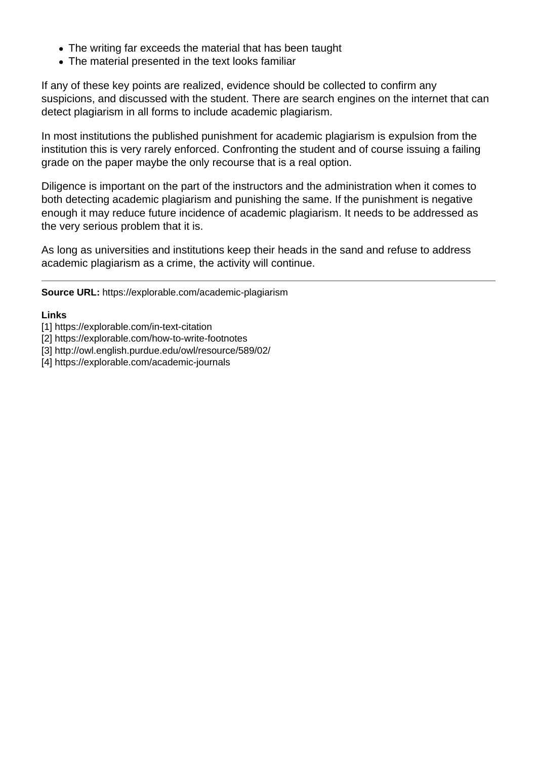- The writing far exceeds the material that has been taught
- The material presented in the text looks familiar

If any of these key points are realized, evidence should be collected to confirm any suspicions, and discussed with the student. There are search engines on the internet that can detect plagiarism in all forms to include academic plagiarism.

In most institutions the published punishment for academic plagiarism is expulsion from the institution this is very rarely enforced. Confronting the student and of course issuing a failing grade on the paper maybe the only recourse that is a real option.

Diligence is important on the part of the instructors and the administration when it comes to both detecting academic plagiarism and punishing the same. If the punishment is negative enough it may reduce future incidence of academic plagiarism. It needs to be addressed as the very serious problem that it is.

As long as universities and institutions keep their heads in the sand and refuse to address academic plagiarism as a crime, the activity will continue.

---

**Source URL:** https://explorable.com/academic-plagiarism

**Links**
[1] https://explorable.com/in-text-citation
[2] https://explorable.com/how-to-write-footnotes
[3] http://owl.english.purdue.edu/owl/resource/589/02/
[4] https://explorable.com/academic-journals